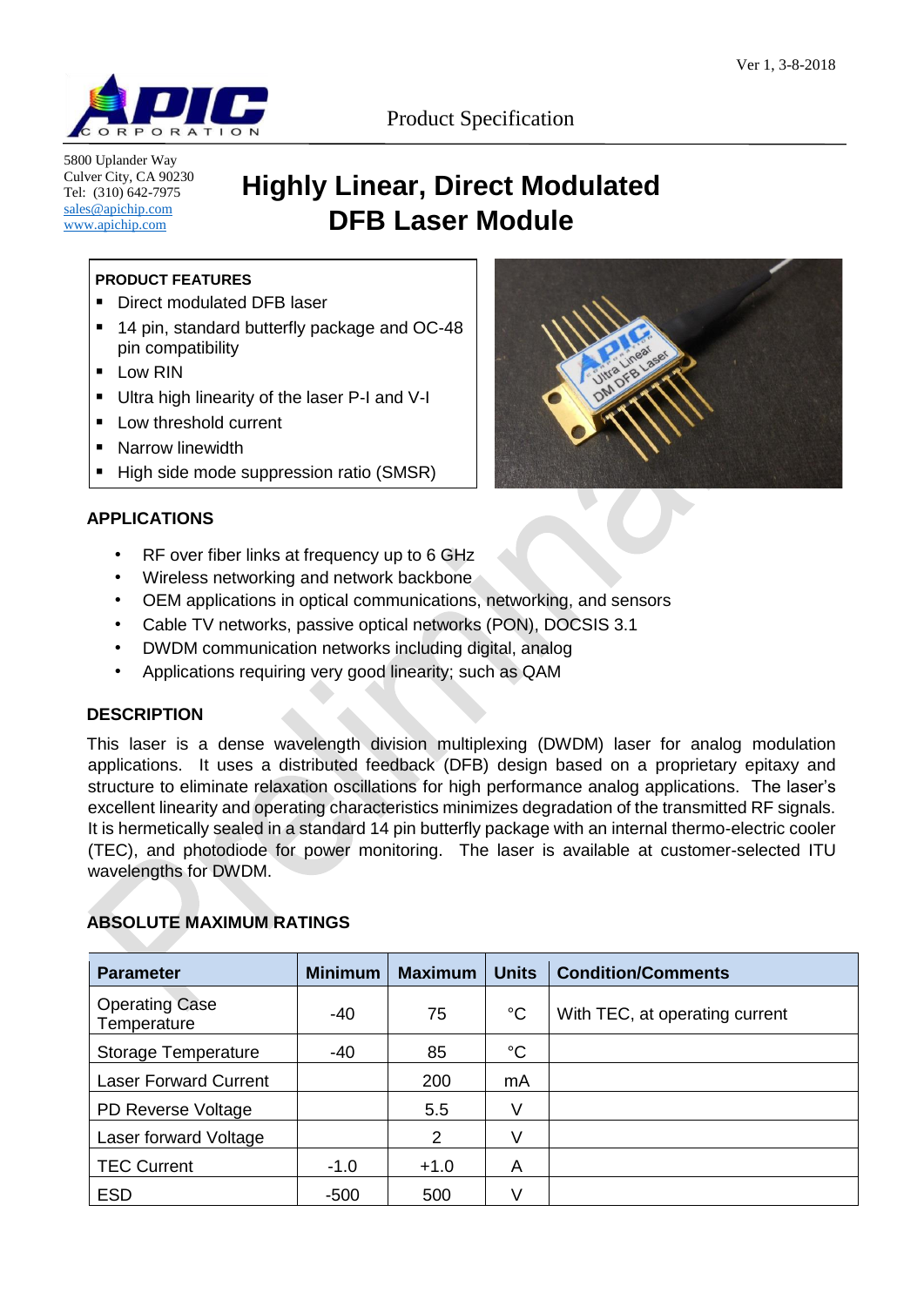Ver 1, 3-8-2018

Product Specification

5800 Uplander Way
Culver City, CA 90230
Tel: (310) 642-7975
sales@apichip.com
www.apichip.com

# Highly Linear, Direct Modulated DFB Laser Module

**PRODUCT FEATURES**

- Direct modulated DFB laser
- 14 pin, standard butterfly package and OC-48 pin compatibility
- Low RIN
- Ultra high linearity of the laser P-I and V-I
- Low threshold current
- Narrow linewidth
- High side mode suppression ratio (SMSR)

## APPLICATIONS

- RF over fiber links at frequency up to 6 GHz
- Wireless networking and network backbone
- OEM applications in optical communications, networking, and sensors
- Cable TV networks, passive optical networks (PON), DOCSIS 3.1
- DWDM communication networks including digital, analog
- Applications requiring very good linearity; such as QAM

## DESCRIPTION

This laser is a dense wavelength division multiplexing (DWDM) laser for analog modulation applications. It uses a distributed feedback (DFB) design based on a proprietary epitaxy and structure to eliminate relaxation oscillations for high performance analog applications. The laser's excellent linearity and operating characteristics minimizes degradation of the transmitted RF signals. It is hermetically sealed in a standard 14 pin butterfly package with an internal thermo-electric cooler (TEC), and photodiode for power monitoring. The laser is available at customer-selected ITU wavelengths for DWDM.

## ABSOLUTE MAXIMUM RATINGS

| Parameter | Minimum | Maximum | Units | Condition/Comments |
|---|---|---|---|---|
| Operating Case Temperature | -40 | 75 | °C | With TEC, at operating current |
| Storage Temperature | -40 | 85 | °C | |
| Laser Forward Current | | 200 | mA | |
| PD Reverse Voltage | | 5.5 | V | |
| Laser forward Voltage | | 2 | V | |
| TEC Current | -1.0 | +1.0 | A | |
| ESD | -500 | 500 | V | |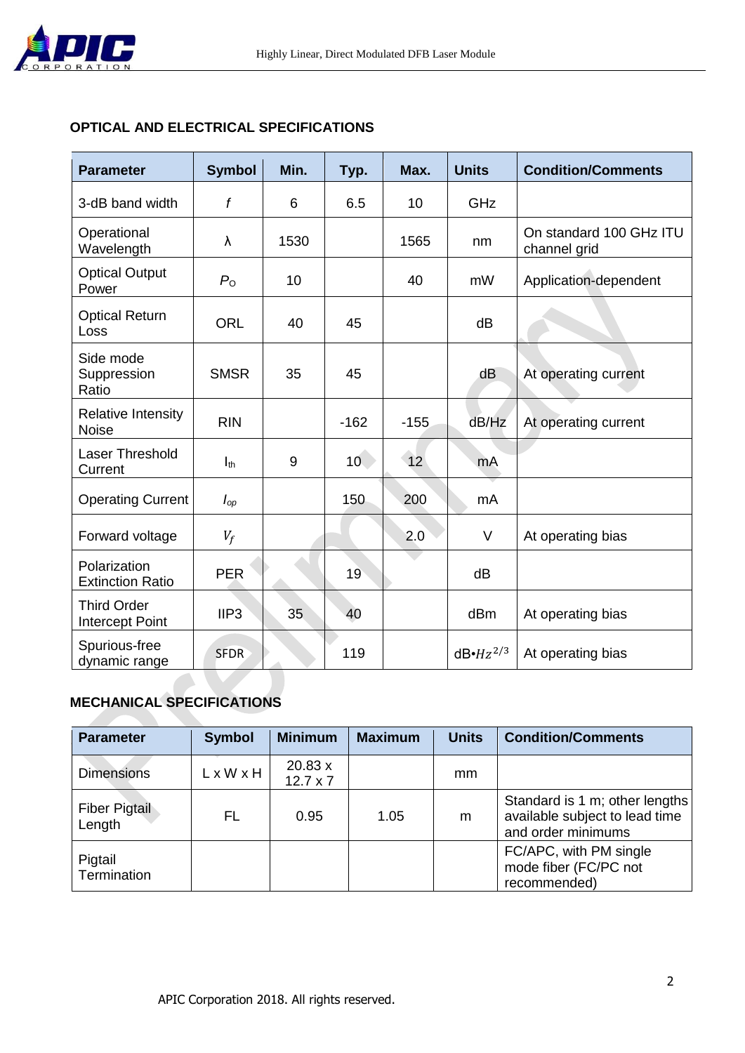## OPTICAL AND ELECTRICAL SPECIFICATIONS

| Parameter | Symbol | Min. | Typ. | Max. | Units | Condition/Comments |
|---|---|---|---|---|---|---|
| 3-dB band width | $f$ | 6 | 6.5 | 10 | GHz | |
| Operational Wavelength | λ | 1530 | | 1565 | nm | On standard 100 GHz ITU channel grid |
| Optical Output Power | $P_O$ | 10 | | 40 | mW | Application-dependent |
| Optical Return Loss | ORL | 40 | 45 | | dB | |
| Side mode Suppression Ratio | SMSR | 35 | 45 | | dB | At operating current |
| Relative Intensity Noise | RIN | | -162 | -155 | dB/Hz | At operating current |
| Laser Threshold Current | $I_{th}$ | 9 | 10 | 12 | mA | |
| Operating Current | $I_{op}$ | | 150 | 200 | mA | |
| Forward voltage | $V_f$ | | | 2.0 | V | At operating bias |
| Polarization Extinction Ratio | PER | | 19 | | dB | |
| Third Order Intercept Point | IIP3 | 35 | 40 | | dBm | At operating bias |
| Spurious-free dynamic range | SFDR | | 119 | | dB•$Hz^{2/3}$ | At operating bias |

## MECHANICAL SPECIFICATIONS

| Parameter | Symbol | Minimum | Maximum | Units | Condition/Comments |
|---|---|---|---|---|---|
| Dimensions | L x W x H | 20.83 x 12.7 x 7 | | mm | |
| Fiber Pigtail Length | FL | 0.95 | 1.05 | m | Standard is 1 m; other lengths available subject to lead time and order minimums |
| Pigtail Termination | | | | | FC/APC, with PM single mode fiber (FC/PC not recommended) |

APIC Corporation 2018. All rights reserved.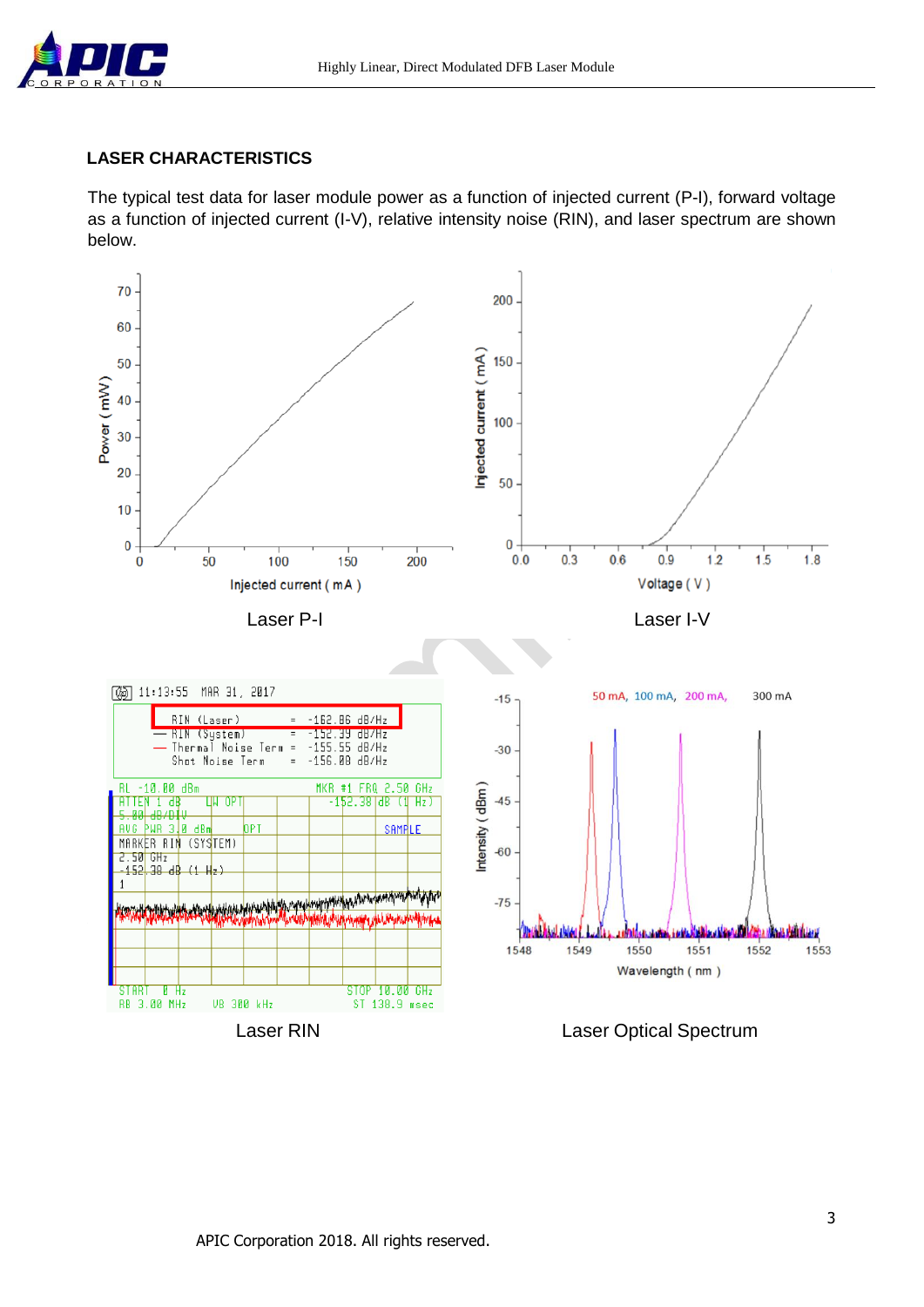## LASER CHARACTERISTICS

The typical test data for laser module power as a function of injected current (P-I), forward voltage as a function of injected current (I-V), relative intensity noise (RIN), and laser spectrum are shown below.

Laser P-I

Laser I-V

Laser RIN

Laser Optical Spectrum

APIC Corporation 2018. All rights reserved.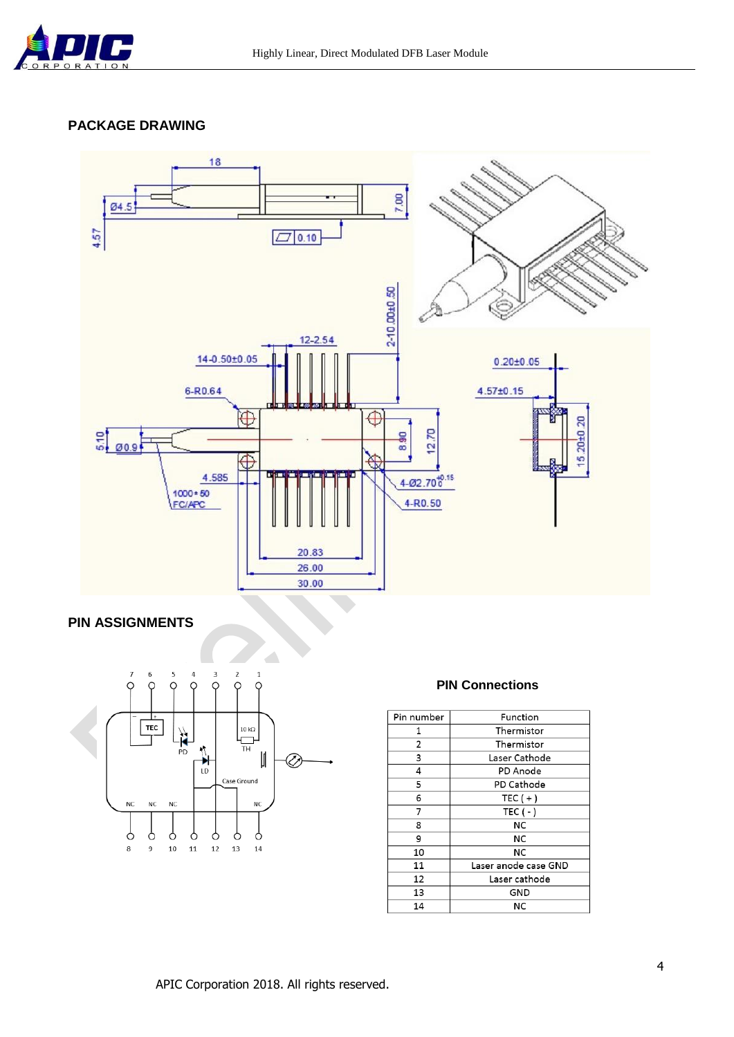## PACKAGE DRAWING

## PIN ASSIGNMENTS

### PIN Connections

| Pin number | Function |
|---|---|
| 1 | Thermistor |
| 2 | Thermistor |
| 3 | Laser Cathode |
| 4 | PD Anode |
| 5 | PD Cathode |
| 6 | TEC ( + ) |
| 7 | TEC ( - ) |
| 8 | NC |
| 9 | NC |
| 10 | NC |
| 11 | Laser anode case GND |
| 12 | Laser cathode |
| 13 | GND |
| 14 | NC |

APIC Corporation 2018. All rights reserved.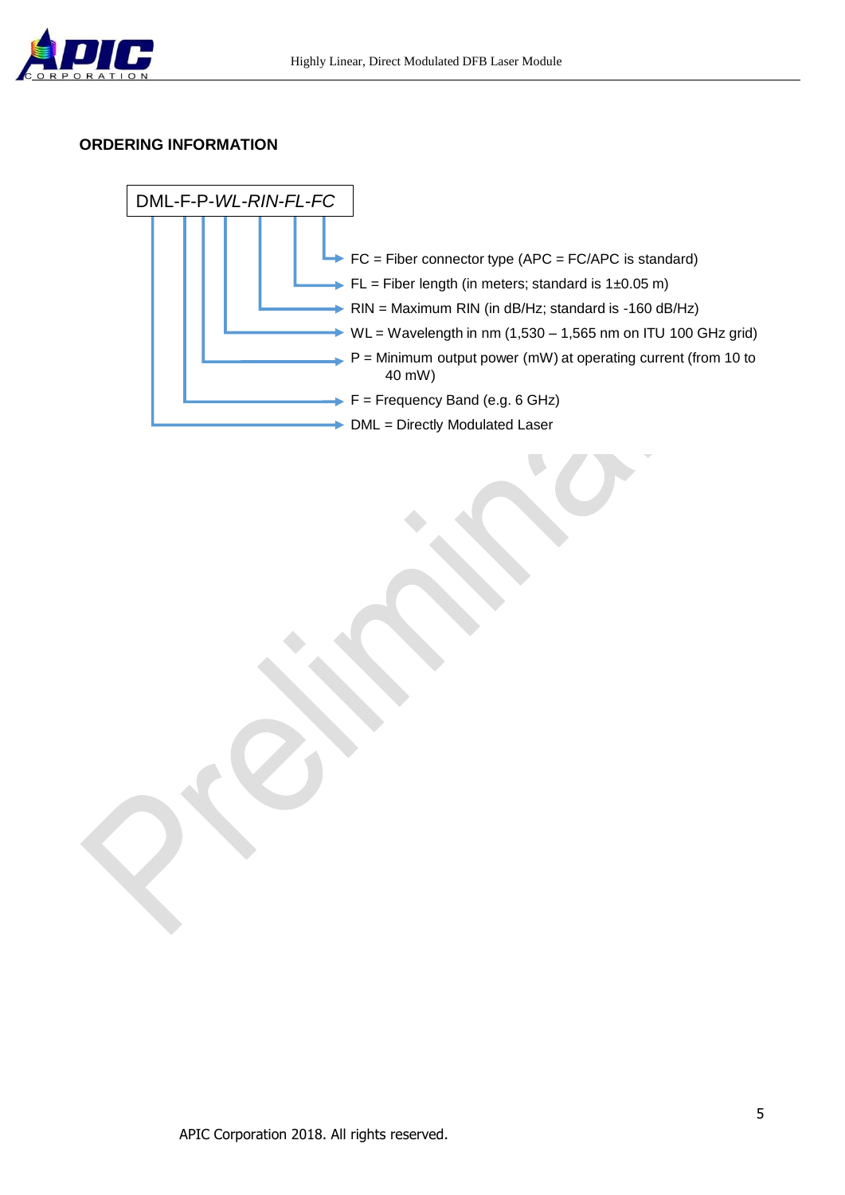## ORDERING INFORMATION

DML-F-P-*WL-RIN-FL-FC*

- FC = Fiber connector type (APC = FC/APC is standard)
- FL = Fiber length (in meters; standard is 1±0.05 m)
- RIN = Maximum RIN (in dB/Hz; standard is -160 dB/Hz)
- WL = Wavelength in nm (1,530 – 1,565 nm on ITU 100 GHz grid)
- P = Minimum output power (mW) at operating current (from 10 to 40 mW)
- F = Frequency Band (e.g. 6 GHz)
- DML = Directly Modulated Laser

APIC Corporation 2018. All rights reserved.